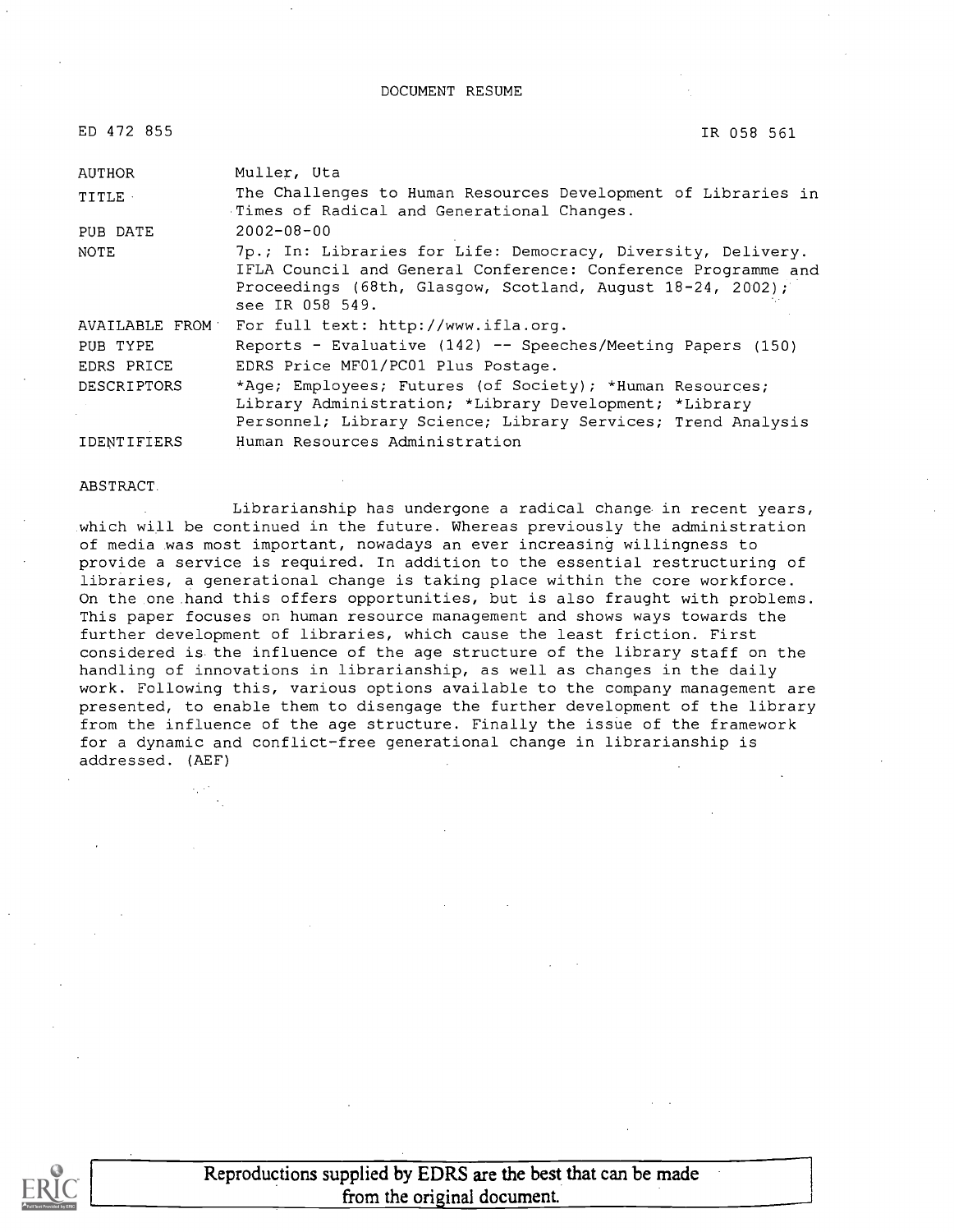DOCUMENT RESUME

| | |
|---|---|
| ED 472 855 | IR 058 561 |
| AUTHOR | Muller, Uta |
| TITLE | The Challenges to Human Resources Development of Libraries in Times of Radical and Generational Changes. |
| PUB DATE | 2002-08-00 |
| NOTE | 7p.; In: Libraries for Life: Democracy, Diversity, Delivery. IFLA Council and General Conference: Conference Programme and Proceedings (68th, Glasgow, Scotland, August 18-24, 2002); see IR 058 549. |
| AVAILABLE FROM | For full text: http://www.ifla.org. |
| PUB TYPE | Reports - Evaluative (142) -- Speeches/Meeting Papers (150) |
| EDRS PRICE | EDRS Price MF01/PC01 Plus Postage. |
| DESCRIPTORS | *Age; Employees; Futures (of Society); *Human Resources; Library Administration; *Library Development; *Library Personnel; Library Science; Library Services; Trend Analysis |
| IDENTIFIERS | Human Resources Administration |

ABSTRACT

Librarianship has undergone a radical change in recent years, which will be continued in the future. Whereas previously the administration of media was most important, nowadays an ever increasing willingness to provide a service is required. In addition to the essential restructuring of libraries, a generational change is taking place within the core workforce. On the one hand this offers opportunities, but is also fraught with problems. This paper focuses on human resource management and shows ways towards the further development of libraries, which cause the least friction. First considered is the influence of the age structure of the library staff on the handling of innovations in librarianship, as well as changes in the daily work. Following this, various options available to the company management are presented, to enable them to disengage the further development of the library from the influence of the age structure. Finally the issue of the framework for a dynamic and conflict-free generational change in librarianship is addressed. (AEF)

Reproductions supplied by EDRS are the best that can be made from the original document.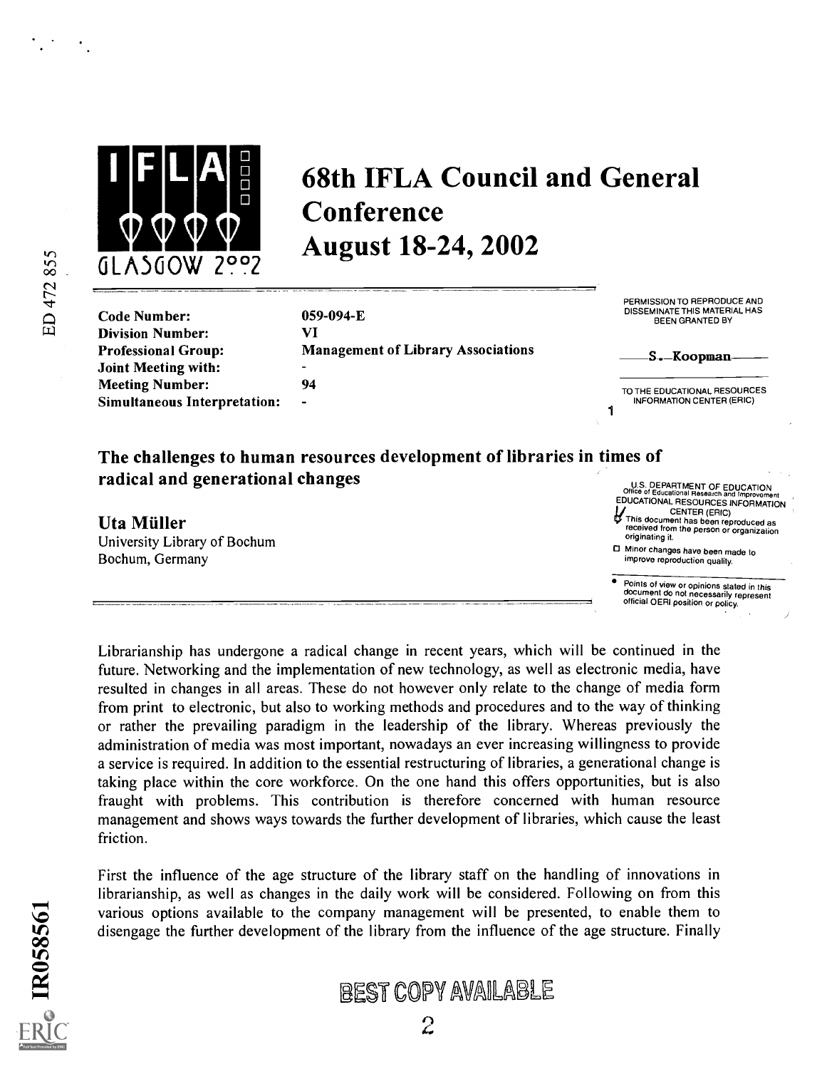# 68th IFLA Council and General Conference
# August 18-24, 2002

| | |
|---|---|
| Code Number: | 059-094-E |
| Division Number: | VI |
| Professional Group: | Management of Library Associations |
| Joint Meeting with: | - |
| Meeting Number: | 94 |
| Simultaneous Interpretation: | - |

## The challenges to human resources development of libraries in times of radical and generational changes

**Uta Müller**
University Library of Bochum
Bochum, Germany

Librarianship has undergone a radical change in recent years, which will be continued in the future. Networking and the implementation of new technology, as well as electronic media, have resulted in changes in all areas. These do not however only relate to the change of media form from print to electronic, but also to working methods and procedures and to the way of thinking or rather the prevailing paradigm in the leadership of the library. Whereas previously the administration of media was most important, nowadays an ever increasing willingness to provide a service is required. In addition to the essential restructuring of libraries, a generational change is taking place within the core workforce. On the one hand this offers opportunities, but is also fraught with problems. This contribution is therefore concerned with human resource management and shows ways towards the further development of libraries, which cause the least friction.

First the influence of the age structure of the library staff on the handling of innovations in librarianship, as well as changes in the daily work will be considered. Following on from this various options available to the company management will be presented, to enable them to disengage the further development of the library from the influence of the age structure. Finally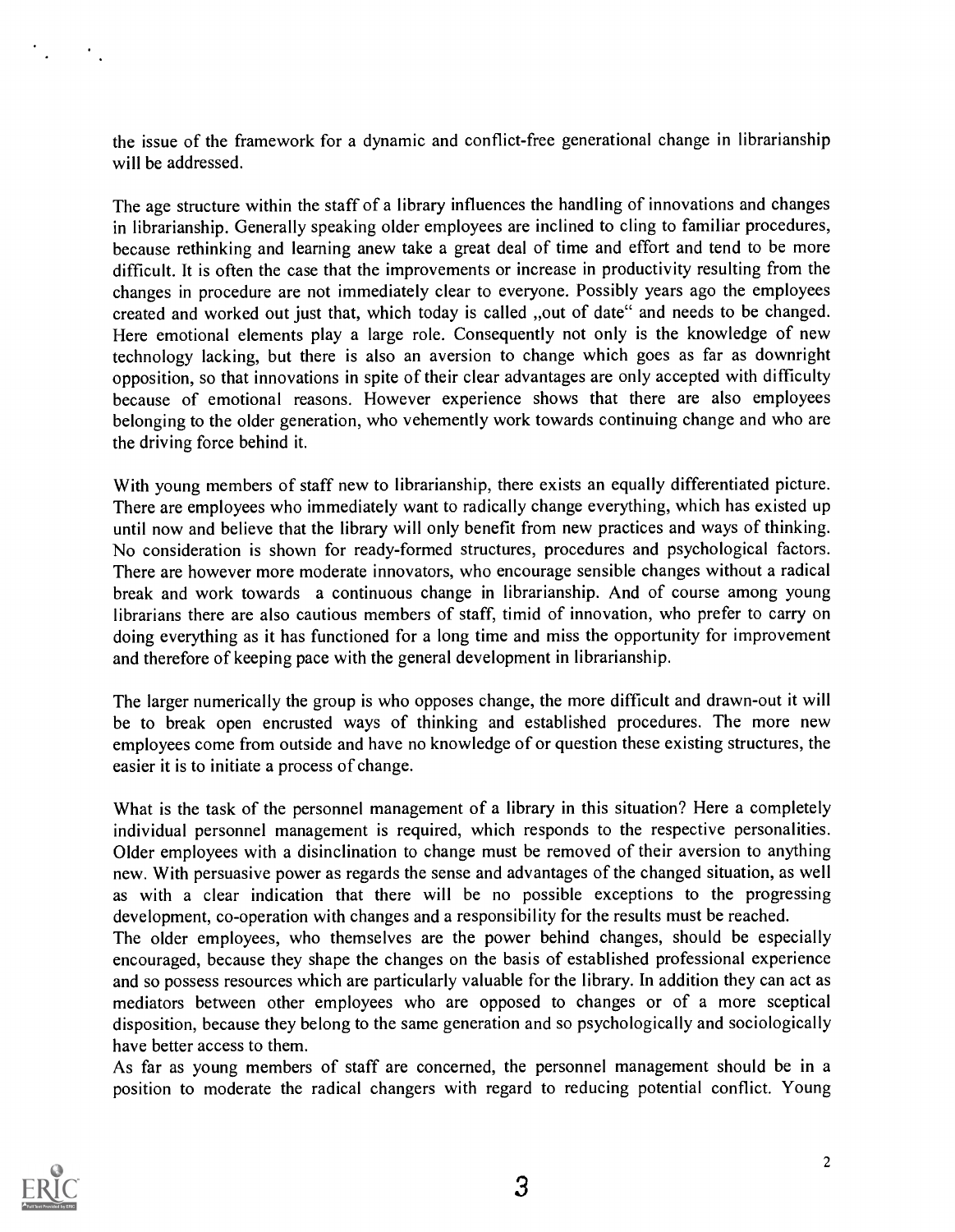the issue of the framework for a dynamic and conflict-free generational change in librarianship will be addressed.

The age structure within the staff of a library influences the handling of innovations and changes in librarianship. Generally speaking older employees are inclined to cling to familiar procedures, because rethinking and learning anew take a great deal of time and effort and tend to be more difficult. It is often the case that the improvements or increase in productivity resulting from the changes in procedure are not immediately clear to everyone. Possibly years ago the employees created and worked out just that, which today is called „out of date“ and needs to be changed. Here emotional elements play a large role. Consequently not only is the knowledge of new technology lacking, but there is also an aversion to change which goes as far as downright opposition, so that innovations in spite of their clear advantages are only accepted with difficulty because of emotional reasons. However experience shows that there are also employees belonging to the older generation, who vehemently work towards continuing change and who are the driving force behind it.

With young members of staff new to librarianship, there exists an equally differentiated picture. There are employees who immediately want to radically change everything, which has existed up until now and believe that the library will only benefit from new practices and ways of thinking. No consideration is shown for ready-formed structures, procedures and psychological factors. There are however more moderate innovators, who encourage sensible changes without a radical break and work towards a continuous change in librarianship. And of course among young librarians there are also cautious members of staff, timid of innovation, who prefer to carry on doing everything as it has functioned for a long time and miss the opportunity for improvement and therefore of keeping pace with the general development in librarianship.

The larger numerically the group is who opposes change, the more difficult and drawn-out it will be to break open encrusted ways of thinking and established procedures. The more new employees come from outside and have no knowledge of or question these existing structures, the easier it is to initiate a process of change.

What is the task of the personnel management of a library in this situation? Here a completely individual personnel management is required, which responds to the respective personalities. Older employees with a disinclination to change must be removed of their aversion to anything new. With persuasive power as regards the sense and advantages of the changed situation, as well as with a clear indication that there will be no possible exceptions to the progressing development, co-operation with changes and a responsibility for the results must be reached.

The older employees, who themselves are the power behind changes, should be especially encouraged, because they shape the changes on the basis of established professional experience and so possess resources which are particularly valuable for the library. In addition they can act as mediators between other employees who are opposed to changes or of a more sceptical disposition, because they belong to the same generation and so psychologically and sociologically have better access to them.

As far as young members of staff are concerned, the personnel management should be in a position to moderate the radical changers with regard to reducing potential conflict. Young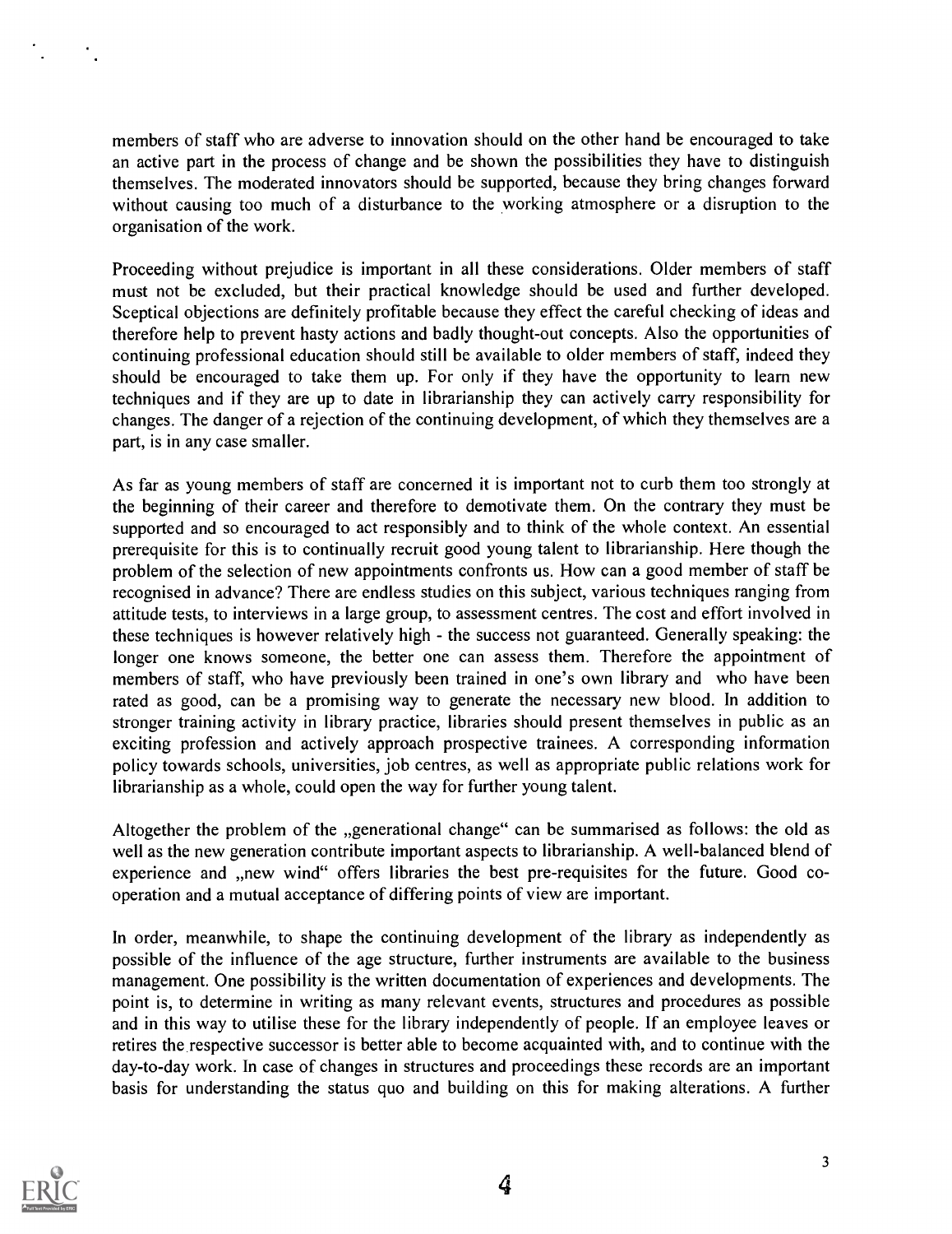members of staff who are adverse to innovation should on the other hand be encouraged to take an active part in the process of change and be shown the possibilities they have to distinguish themselves. The moderated innovators should be supported, because they bring changes forward without causing too much of a disturbance to the working atmosphere or a disruption to the organisation of the work.

Proceeding without prejudice is important in all these considerations. Older members of staff must not be excluded, but their practical knowledge should be used and further developed. Sceptical objections are definitely profitable because they effect the careful checking of ideas and therefore help to prevent hasty actions and badly thought-out concepts. Also the opportunities of continuing professional education should still be available to older members of staff, indeed they should be encouraged to take them up. For only if they have the opportunity to learn new techniques and if they are up to date in librarianship they can actively carry responsibility for changes. The danger of a rejection of the continuing development, of which they themselves are a part, is in any case smaller.

As far as young members of staff are concerned it is important not to curb them too strongly at the beginning of their career and therefore to demotivate them. On the contrary they must be supported and so encouraged to act responsibly and to think of the whole context. An essential prerequisite for this is to continually recruit good young talent to librarianship. Here though the problem of the selection of new appointments confronts us. How can a good member of staff be recognised in advance? There are endless studies on this subject, various techniques ranging from attitude tests, to interviews in a large group, to assessment centres. The cost and effort involved in these techniques is however relatively high - the success not guaranteed. Generally speaking: the longer one knows someone, the better one can assess them. Therefore the appointment of members of staff, who have previously been trained in one's own library and who have been rated as good, can be a promising way to generate the necessary new blood. In addition to stronger training activity in library practice, libraries should present themselves in public as an exciting profession and actively approach prospective trainees. A corresponding information policy towards schools, universities, job centres, as well as appropriate public relations work for librarianship as a whole, could open the way for further young talent.

Altogether the problem of the „generational change“ can be summarised as follows: the old as well as the new generation contribute important aspects to librarianship. A well-balanced blend of experience and „new wind“ offers libraries the best pre-requisites for the future. Good co-operation and a mutual acceptance of differing points of view are important.

In order, meanwhile, to shape the continuing development of the library as independently as possible of the influence of the age structure, further instruments are available to the business management. One possibility is the written documentation of experiences and developments. The point is, to determine in writing as many relevant events, structures and procedures as possible and in this way to utilise these for the library independently of people. If an employee leaves or retires the respective successor is better able to become acquainted with, and to continue with the day-to-day work. In case of changes in structures and proceedings these records are an important basis for understanding the status quo and building on this for making alterations. A further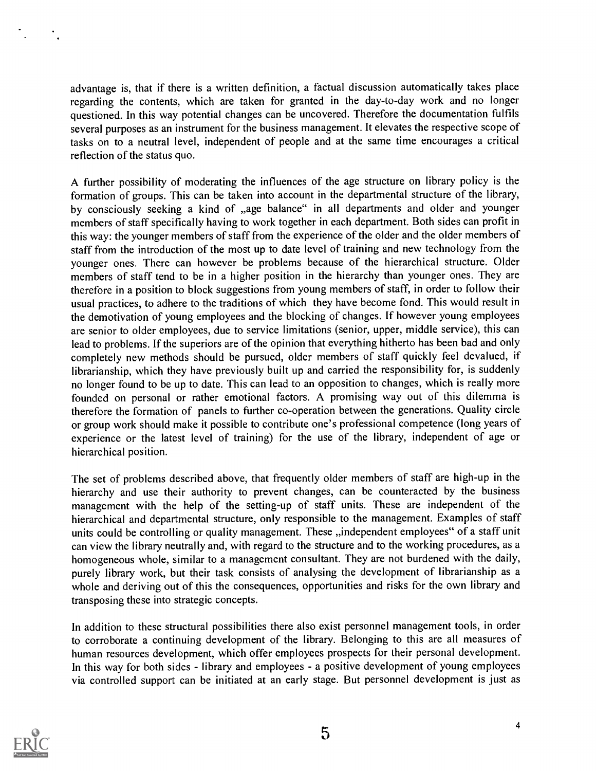advantage is, that if there is a written definition, a factual discussion automatically takes place regarding the contents, which are taken for granted in the day-to-day work and no longer questioned. In this way potential changes can be uncovered. Therefore the documentation fulfils several purposes as an instrument for the business management. It elevates the respective scope of tasks on to a neutral level, independent of people and at the same time encourages a critical reflection of the status quo.

A further possibility of moderating the influences of the age structure on library policy is the formation of groups. This can be taken into account in the departmental structure of the library, by consciously seeking a kind of „age balance" in all departments and older and younger members of staff specifically having to work together in each department. Both sides can profit in this way: the younger members of staff from the experience of the older and the older members of staff from the introduction of the most up to date level of training and new technology from the younger ones. There can however be problems because of the hierarchical structure. Older members of staff tend to be in a higher position in the hierarchy than younger ones. They are therefore in a position to block suggestions from young members of staff, in order to follow their usual practices, to adhere to the traditions of which they have become fond. This would result in the demotivation of young employees and the blocking of changes. If however young employees are senior to older employees, due to service limitations (senior, upper, middle service), this can lead to problems. If the superiors are of the opinion that everything hitherto has been bad and only completely new methods should be pursued, older members of staff quickly feel devalued, if librarianship, which they have previously built up and carried the responsibility for, is suddenly no longer found to be up to date. This can lead to an opposition to changes, which is really more founded on personal or rather emotional factors. A promising way out of this dilemma is therefore the formation of panels to further co-operation between the generations. Quality circle or group work should make it possible to contribute one's professional competence (long years of experience or the latest level of training) for the use of the library, independent of age or hierarchical position.

The set of problems described above, that frequently older members of staff are high-up in the hierarchy and use their authority to prevent changes, can be counteracted by the business management with the help of the setting-up of staff units. These are independent of the hierarchical and departmental structure, only responsible to the management. Examples of staff units could be controlling or quality management. These „independent employees" of a staff unit can view the library neutrally and, with regard to the structure and to the working procedures, as a homogeneous whole, similar to a management consultant. They are not burdened with the daily, purely library work, but their task consists of analysing the development of librarianship as a whole and deriving out of this the consequences, opportunities and risks for the own library and transposing these into strategic concepts.

In addition to these structural possibilities there also exist personnel management tools, in order to corroborate a continuing development of the library. Belonging to this are all measures of human resources development, which offer employees prospects for their personal development. In this way for both sides - library and employees - a positive development of young employees via controlled support can be initiated at an early stage. But personnel development is just as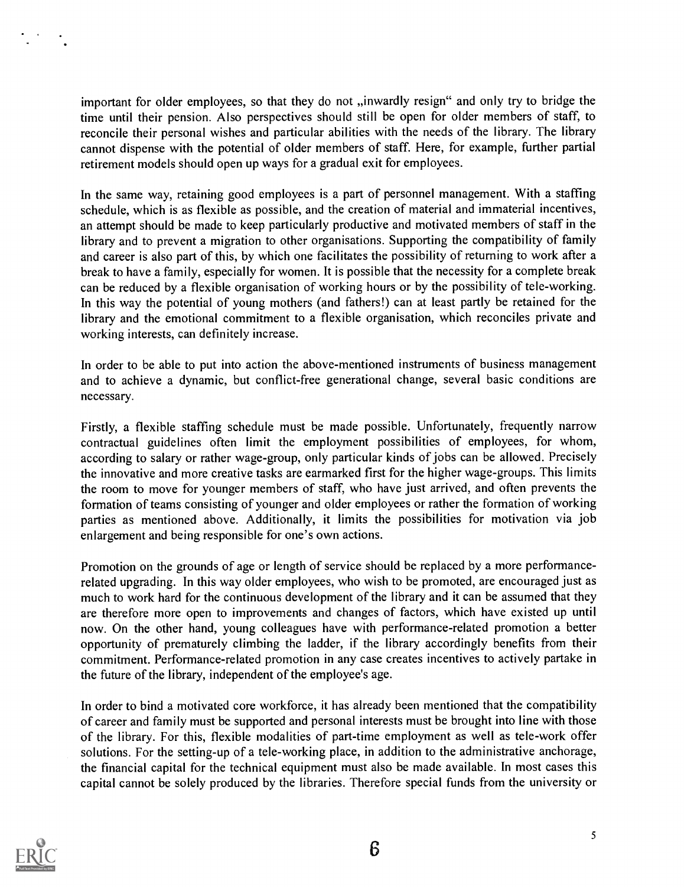important for older employees, so that they do not „inwardly resign" and only try to bridge the time until their pension. Also perspectives should still be open for older members of staff, to reconcile their personal wishes and particular abilities with the needs of the library. The library cannot dispense with the potential of older members of staff. Here, for example, further partial retirement models should open up ways for a gradual exit for employees.

In the same way, retaining good employees is a part of personnel management. With a staffing schedule, which is as flexible as possible, and the creation of material and immaterial incentives, an attempt should be made to keep particularly productive and motivated members of staff in the library and to prevent a migration to other organisations. Supporting the compatibility of family and career is also part of this, by which one facilitates the possibility of returning to work after a break to have a family, especially for women. It is possible that the necessity for a complete break can be reduced by a flexible organisation of working hours or by the possibility of tele-working. In this way the potential of young mothers (and fathers!) can at least partly be retained for the library and the emotional commitment to a flexible organisation, which reconciles private and working interests, can definitely increase.

In order to be able to put into action the above-mentioned instruments of business management and to achieve a dynamic, but conflict-free generational change, several basic conditions are necessary.

Firstly, a flexible staffing schedule must be made possible. Unfortunately, frequently narrow contractual guidelines often limit the employment possibilities of employees, for whom, according to salary or rather wage-group, only particular kinds of jobs can be allowed. Precisely the innovative and more creative tasks are earmarked first for the higher wage-groups. This limits the room to move for younger members of staff, who have just arrived, and often prevents the formation of teams consisting of younger and older employees or rather the formation of working parties as mentioned above. Additionally, it limits the possibilities for motivation via job enlargement and being responsible for one's own actions.

Promotion on the grounds of age or length of service should be replaced by a more performance-related upgrading. In this way older employees, who wish to be promoted, are encouraged just as much to work hard for the continuous development of the library and it can be assumed that they are therefore more open to improvements and changes of factors, which have existed up until now. On the other hand, young colleagues have with performance-related promotion a better opportunity of prematurely climbing the ladder, if the library accordingly benefits from their commitment. Performance-related promotion in any case creates incentives to actively partake in the future of the library, independent of the employee's age.

In order to bind a motivated core workforce, it has already been mentioned that the compatibility of career and family must be supported and personal interests must be brought into line with those of the library. For this, flexible modalities of part-time employment as well as tele-work offer solutions. For the setting-up of a tele-working place, in addition to the administrative anchorage, the financial capital for the technical equipment must also be made available. In most cases this capital cannot be solely produced by the libraries. Therefore special funds from the university or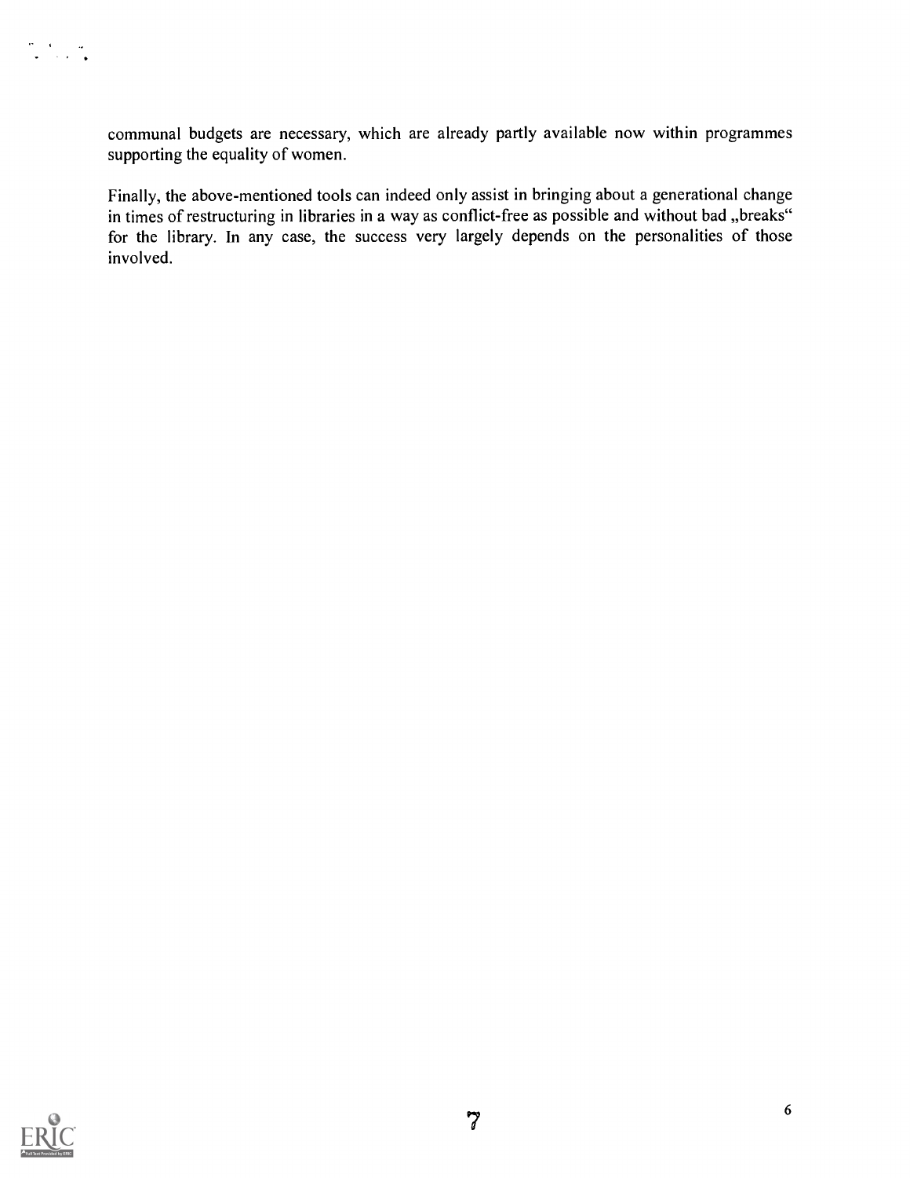communal budgets are necessary, which are already partly available now within programmes supporting the equality of women.

Finally, the above-mentioned tools can indeed only assist in bringing about a generational change in times of restructuring in libraries in a way as conflict-free as possible and without bad „breaks“ for the library. In any case, the success very largely depends on the personalities of those involved.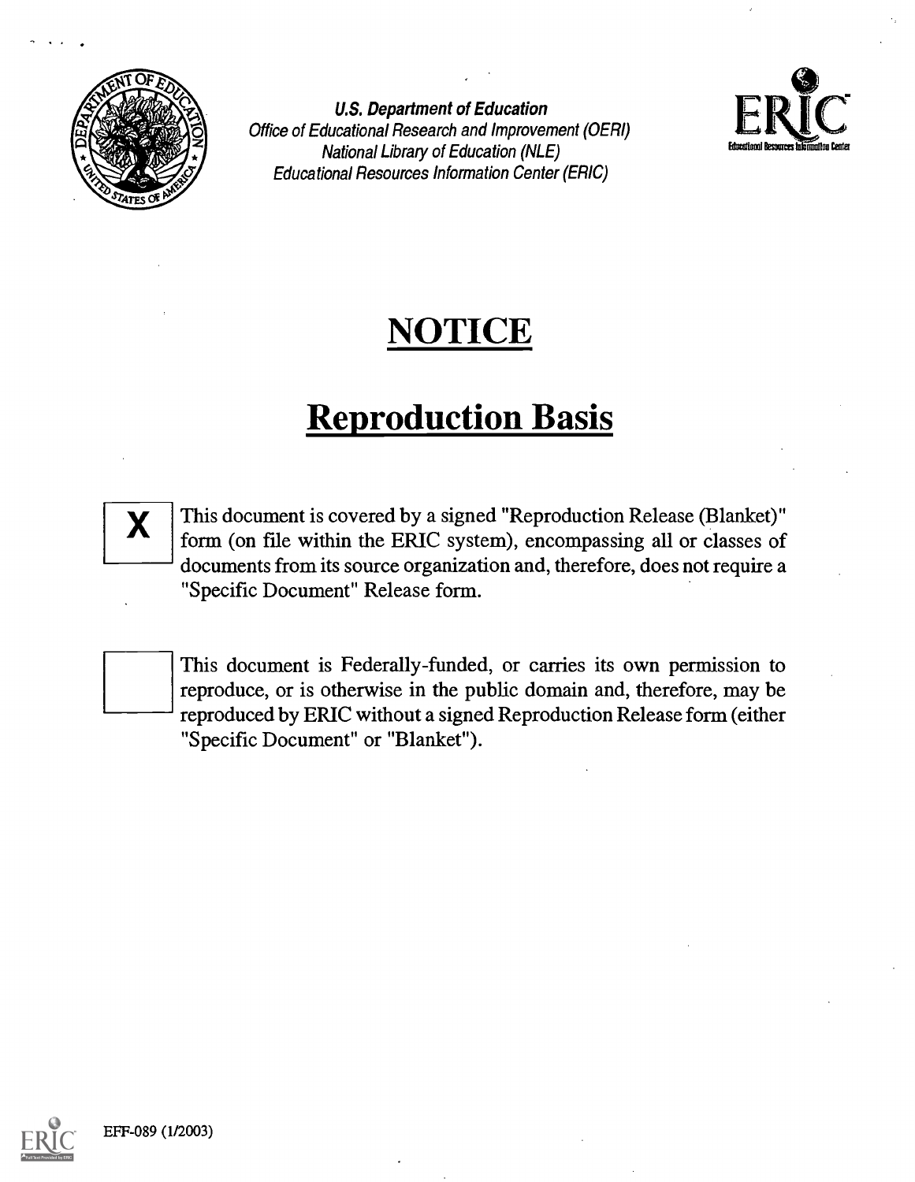U.S. Department of Education
*Office of Educational Research and Improvement (OERI)*
*National Library of Education (NLE)*
*Educational Resources Information Center (ERIC)*

# NOTICE

# Reproduction Basis

- [X] This document is covered by a signed "Reproduction Release (Blanket)" form (on file within the ERIC system), encompassing all or classes of documents from its source organization and, therefore, does not require a "Specific Document" Release form.

- [ ] This document is Federally-funded, or carries its own permission to reproduce, or is otherwise in the public domain and, therefore, may be reproduced by ERIC without a signed Reproduction Release form (either "Specific Document" or "Blanket").

EFF-089 (1/2003)